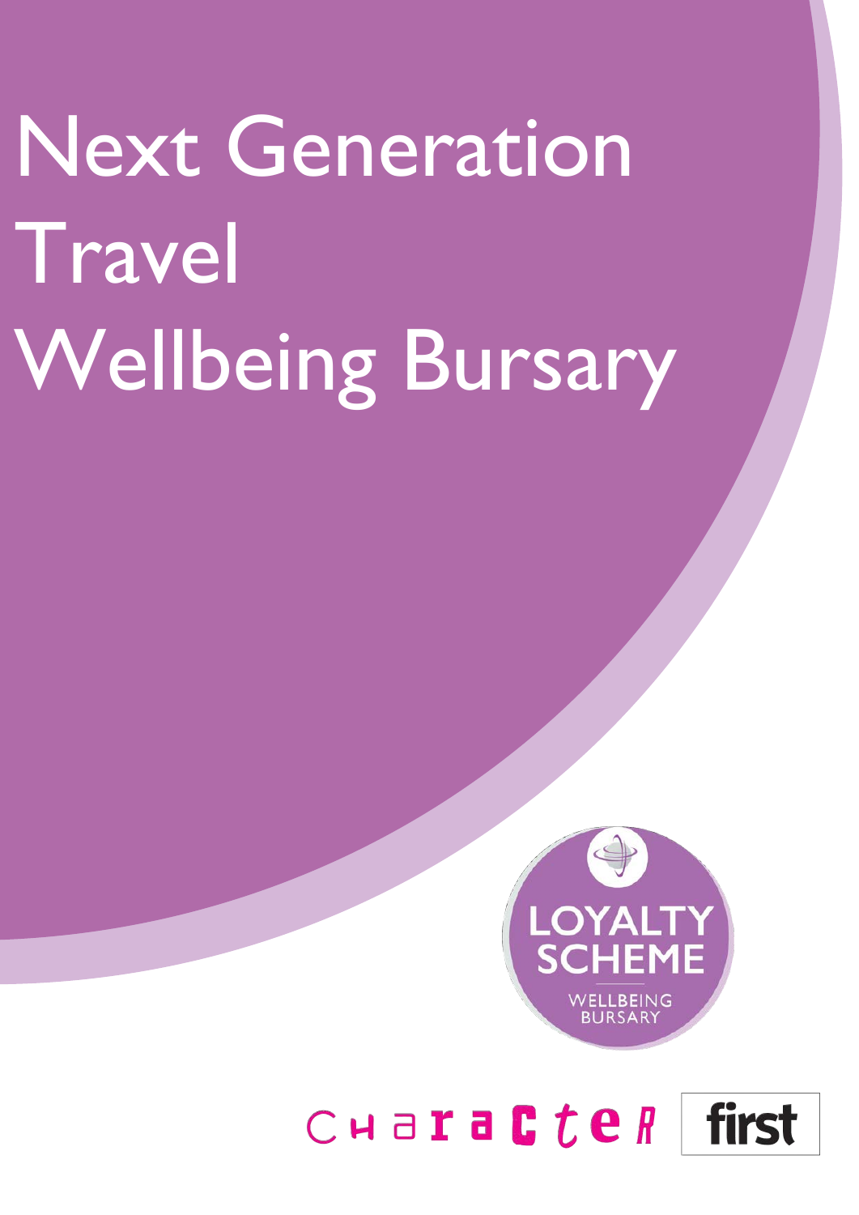# Next Generation Travel Wellbeing Bursary

LOYALTY SCHEME

WELLBEING BURSARY

CharacteR first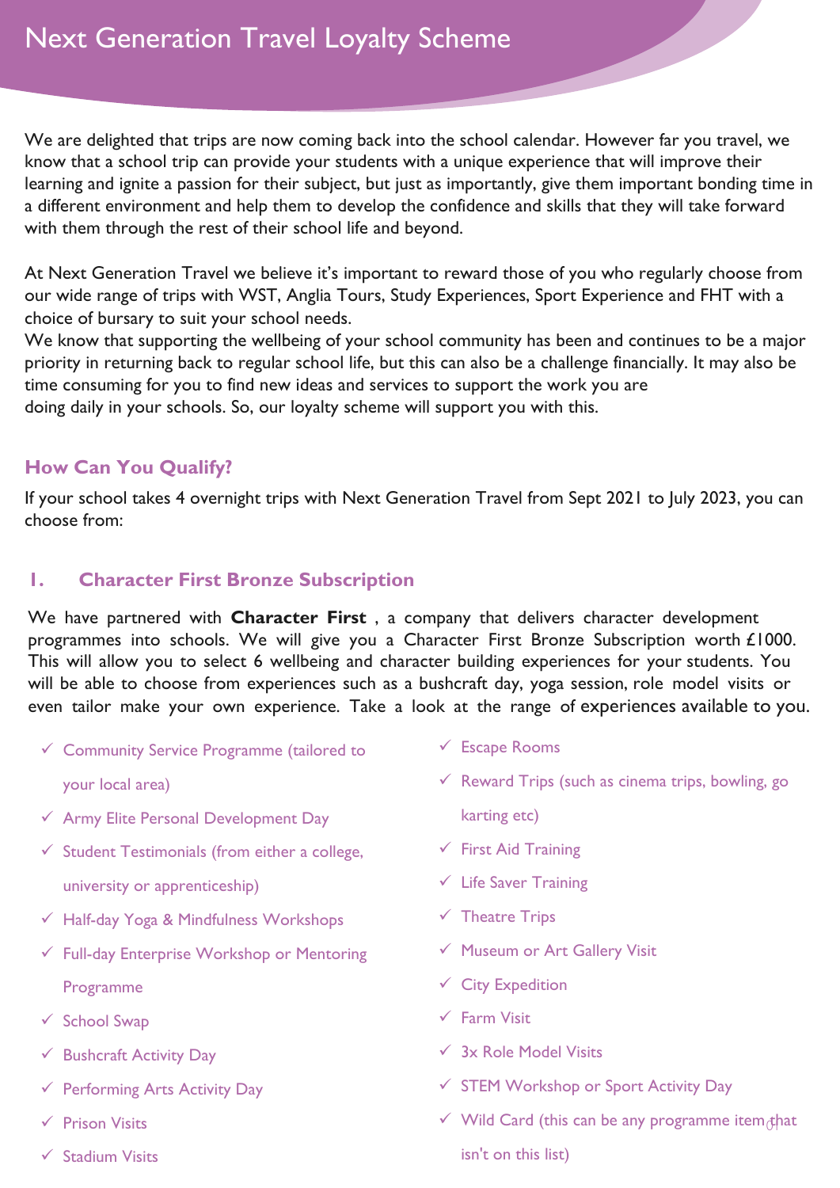# Next Generation Travel Loyalty Scheme

We are delighted that trips are now coming back into the school calendar. However far you travel, we know that a school trip can provide your students with a unique experience that will improve their learning and ignite a passion for their subject, but just as importantly, give them important bonding time in a different environment and help them to develop the confidence and skills that they will take forward with them through the rest of their school life and beyond.

At Next Generation Travel we believe it's important to reward those of you who regularly choose from our wide range of trips with WST, Anglia Tours, Study Experiences, Sport Experience and FHT with a choice of bursary to suit your school needs.
We know that supporting the wellbeing of your school community has been and continues to be a major priority in returning back to regular school life, but this can also be a challenge financially. It may also be time consuming for you to find new ideas and services to support the work you are doing daily in your schools. So, our loyalty scheme will support you with this.

## How Can You Qualify?

If your school takes 4 overnight trips with Next Generation Travel from Sept 2021 to July 2023, you can choose from:

## 1. Character First Bronze Subscription

We have partnered with **Character First** , a company that delivers character development programmes into schools. We will give you a Character First Bronze Subscription worth £1000. This will allow you to select 6 wellbeing and character building experiences for your students. You will be able to choose from experiences such as a bushcraft day, yoga session, role model visits or even tailor make your own experience. Take a look at the range of experiences available to you.

- ✓ Community Service Programme (tailored to your local area)
- ✓ Army Elite Personal Development Day
- ✓ Student Testimonials (from either a college, university or apprenticeship)
- ✓ Half-day Yoga & Mindfulness Workshops
- ✓ Full-day Enterprise Workshop or Mentoring Programme
- ✓ School Swap
- ✓ Bushcraft Activity Day
- ✓ Performing Arts Activity Day
- ✓ Prison Visits
- ✓ Stadium Visits
- ✓ Escape Rooms
- ✓ Reward Trips (such as cinema trips, bowling, go karting etc)
- ✓ First Aid Training
- ✓ Life Saver Training
- ✓ Theatre Trips
- ✓ Museum or Art Gallery Visit
- ✓ City Expedition
- ✓ Farm Visit
- ✓ 3x Role Model Visits
- ✓ STEM Workshop or Sport Activity Day
- ✓ Wild Card (this can be any programme item that isn't on this list)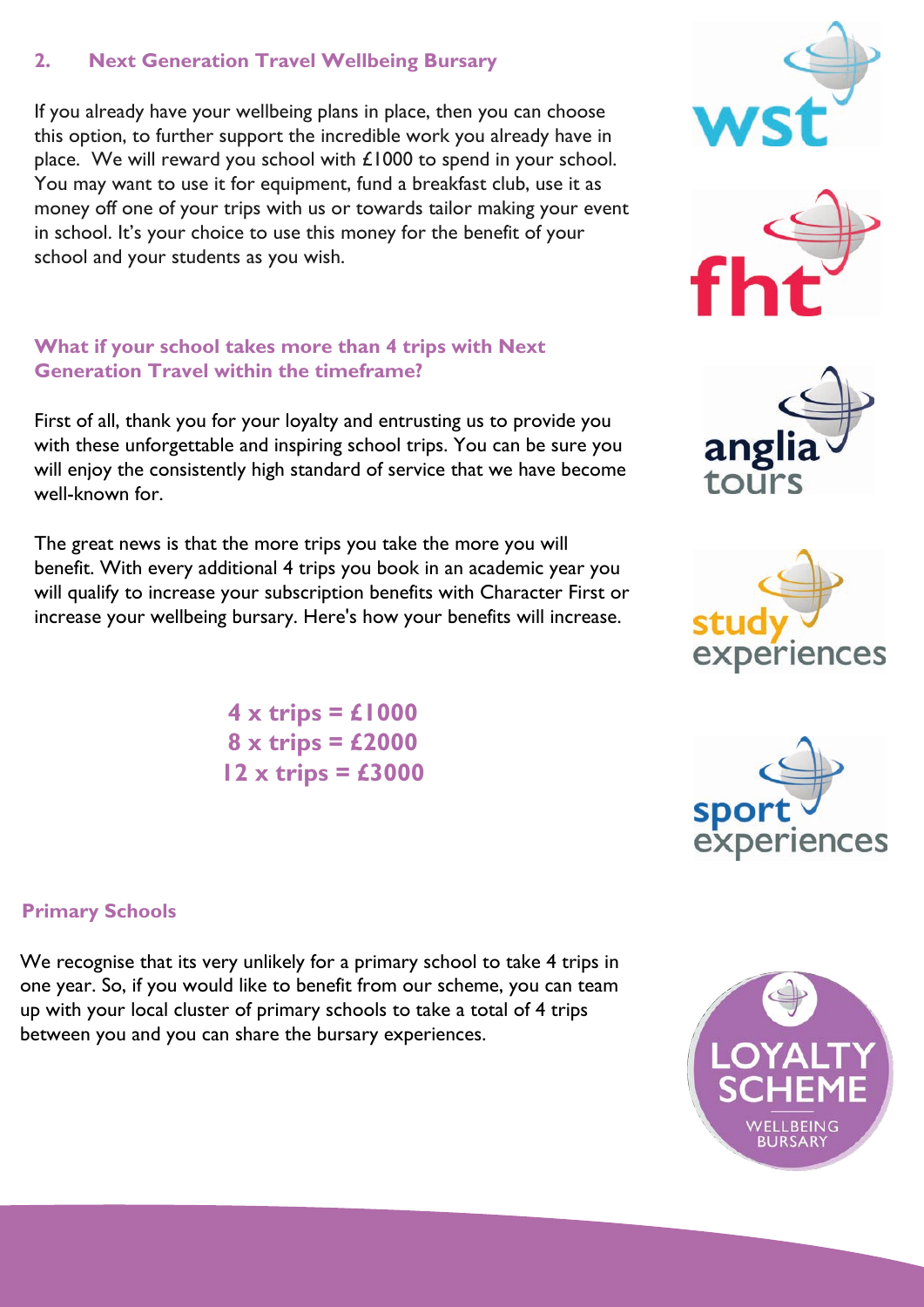## 2. Next Generation Travel Wellbeing Bursary

If you already have your wellbeing plans in place, then you can choose this option, to further support the incredible work you already have in place. We will reward you school with £1000 to spend in your school. You may want to use it for equipment, fund a breakfast club, use it as money off one of your trips with us or towards tailor making your event in school. It's your choice to use this money for the benefit of your school and your students as you wish.

### What if your school takes more than 4 trips with Next Generation Travel within the timeframe?

First of all, thank you for your loyalty and entrusting us to provide you with these unforgettable and inspiring school trips. You can be sure you will enjoy the consistently high standard of service that we have become well-known for.

The great news is that the more trips you take the more you will benefit. With every additional 4 trips you book in an academic year you will qualify to increase your subscription benefits with Character First or increase your wellbeing bursary. Here's how your benefits will increase.

**4 x trips = £1000**
**8 x trips = £2000**
**12 x trips = £3000**

### Primary Schools

We recognise that its very unlikely for a primary school to take 4 trips in one year. So, if you would like to benefit from our scheme, you can team up with your local cluster of primary schools to take a total of 4 trips between you and you can share the bursary experiences.

wst

fht

anglia tours

study experiences

sport experiences

LOYALTY SCHEME
WELLBEING BURSARY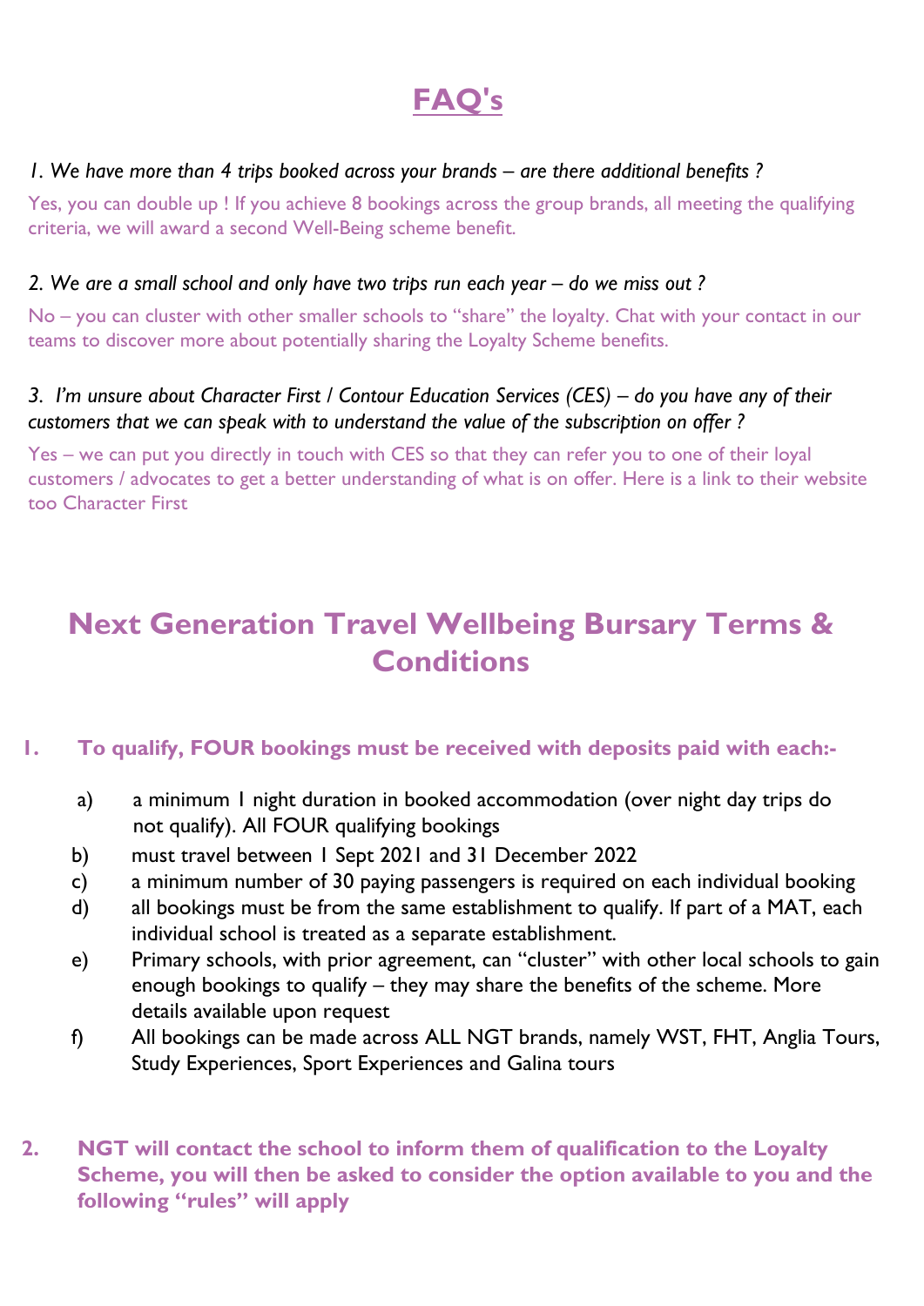# FAQ's

*1. We have more than 4 trips booked across your brands – are there additional benefits ?*

Yes, you can double up ! If you achieve 8 bookings across the group brands, all meeting the qualifying criteria, we will award a second Well-Being scheme benefit.

*2. We are a small school and only have two trips run each year – do we miss out ?*

No – you can cluster with other smaller schools to "share" the loyalty. Chat with your contact in our teams to discover more about potentially sharing the Loyalty Scheme benefits.

*3. I'm unsure about Character First / Contour Education Services (CES) – do you have any of their customers that we can speak with to understand the value of the subscription on offer ?*

Yes – we can put you directly in touch with CES so that they can refer you to one of their loyal customers / advocates to get a better understanding of what is on offer. Here is a link to their website too Character First

## Next Generation Travel Wellbeing Bursary Terms & Conditions

**1. To qualify, FOUR bookings must be received with deposits paid with each:-**

a) a minimum 1 night duration in booked accommodation (over night day trips do not qualify). All FOUR qualifying bookings

b) must travel between 1 Sept 2021 and 31 December 2022

c) a minimum number of 30 paying passengers is required on each individual booking

d) all bookings must be from the same establishment to qualify. If part of a MAT, each individual school is treated as a separate establishment.

e) Primary schools, with prior agreement, can "cluster" with other local schools to gain enough bookings to qualify – they may share the benefits of the scheme. More details available upon request

f) All bookings can be made across ALL NGT brands, namely WST, FHT, Anglia Tours, Study Experiences, Sport Experiences and Galina tours

**2. NGT will contact the school to inform them of qualification to the Loyalty Scheme, you will then be asked to consider the option available to you and the following "rules" will apply**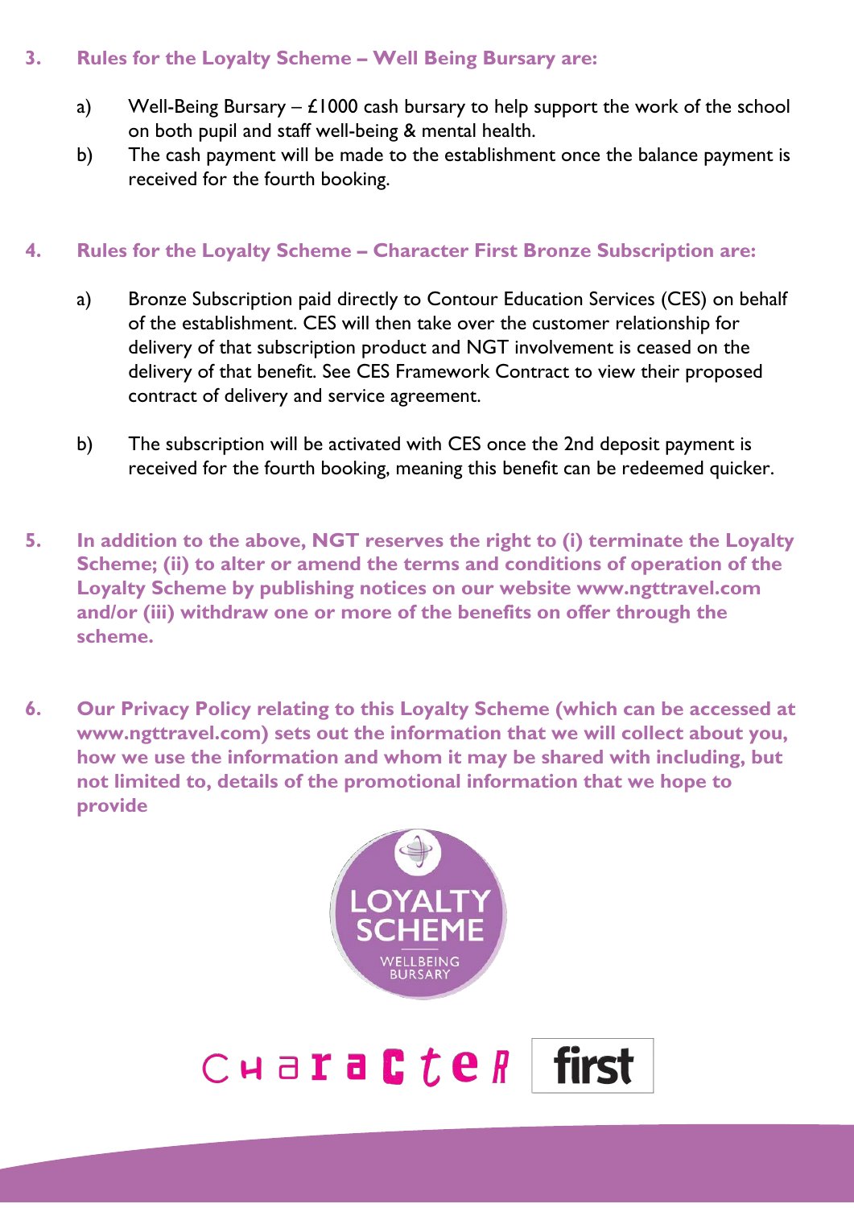### 3. Rules for the Loyalty Scheme – Well Being Bursary are:

a) Well-Being Bursary – £1000 cash bursary to help support the work of the school on both pupil and staff well-being & mental health.

b) The cash payment will be made to the establishment once the balance payment is received for the fourth booking.

### 4. Rules for the Loyalty Scheme – Character First Bronze Subscription are:

a) Bronze Subscription paid directly to Contour Education Services (CES) on behalf of the establishment. CES will then take over the customer relationship for delivery of that subscription product and NGT involvement is ceased on the delivery of that benefit. See CES Framework Contract to view their proposed contract of delivery and service agreement.

b) The subscription will be activated with CES once the 2nd deposit payment is received for the fourth booking, meaning this benefit can be redeemed quicker.

**5. In addition to the above, NGT reserves the right to (i) terminate the Loyalty Scheme; (ii) to alter or amend the terms and conditions of operation of the Loyalty Scheme by publishing notices on our website www.ngttravel.com and/or (iii) withdraw one or more of the benefits on offer through the scheme.**

**6. Our Privacy Policy relating to this Loyalty Scheme (which can be accessed at www.ngttravel.com) sets out the information that we will collect about you, how we use the information and whom it may be shared with including, but not limited to, details of the promotional information that we hope to provide**

LOYALTY SCHEME
WELLBEING BURSARY

Character first